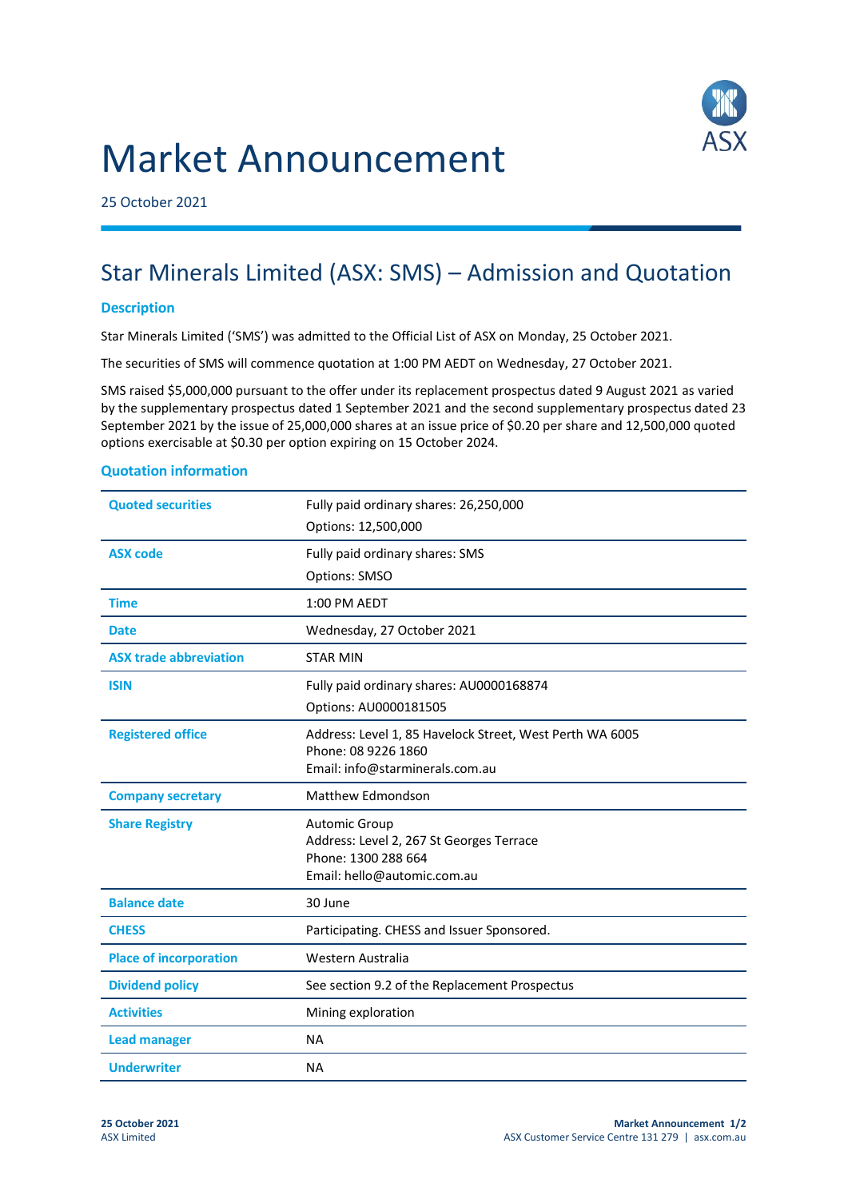# Market Announcement

25 October 2021

## Star Minerals Limited (ASX: SMS) – Admission and Quotation

### Description

Star Minerals Limited ('SMS') was admitted to the Official List of ASX on Monday, 25 October 2021.

The securities of SMS will commence quotation at 1:00 PM AEDT on Wednesday, 27 October 2021.

SMS raised $5,000,000 pursuant to the offer under its replacement prospectus dated 9 August 2021 as varied by the supplementary prospectus dated 1 September 2021 and the second supplementary prospectus dated 23 September 2021 by the issue of 25,000,000 shares at an issue price of $0.20 per share and 12,500,000 quoted options exercisable at $0.30 per option expiring on 15 October 2024.

### Quotation information

| | |
|---|---|
| **Quoted securities** | Fully paid ordinary shares: 26,250,000<br>Options: 12,500,000 |
| **ASX code** | Fully paid ordinary shares: SMS<br>Options: SMSO |
| **Time** | 1:00 PM AEDT |
| **Date** | Wednesday, 27 October 2021 |
| **ASX trade abbreviation** | STAR MIN |
| **ISIN** | Fully paid ordinary shares: AU0000168874<br>Options: AU0000181505 |
| **Registered office** | Address: Level 1, 85 Havelock Street, West Perth WA 6005<br>Phone: 08 9226 1860<br>Email: info@starminerals.com.au |
| **Company secretary** | Matthew Edmondson |
| **Share Registry** | Automic Group<br>Address: Level 2, 267 St Georges Terrace<br>Phone: 1300 288 664<br>Email: hello@automic.com.au |
| **Balance date** | 30 June |
| **CHESS** | Participating. CHESS and Issuer Sponsored. |
| **Place of incorporation** | Western Australia |
| **Dividend policy** | See section 9.2 of the Replacement Prospectus |
| **Activities** | Mining exploration |
| **Lead manager** | NA |
| **Underwriter** | NA |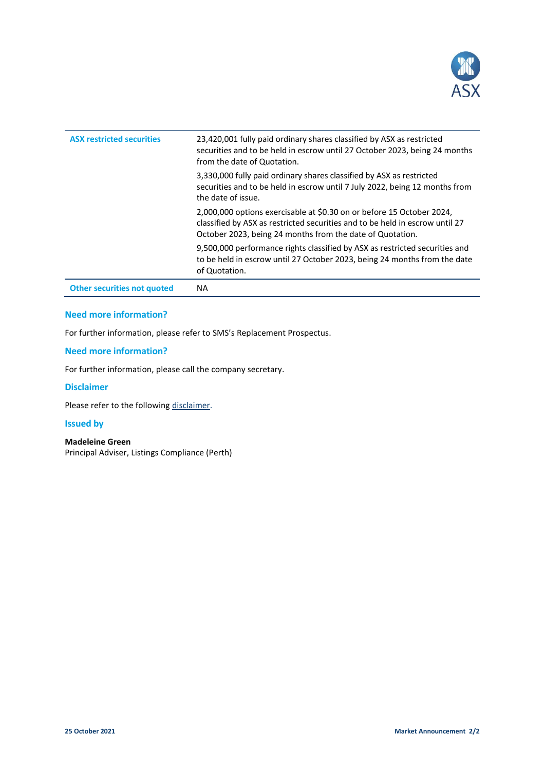| | |
|---|---|
| **ASX restricted securities** | 23,420,001 fully paid ordinary shares classified by ASX as restricted securities and to be held in escrow until 27 October 2023, being 24 months from the date of Quotation.<br>3,330,000 fully paid ordinary shares classified by ASX as restricted securities and to be held in escrow until 7 July 2022, being 12 months from the date of issue.<br>2,000,000 options exercisable at $0.30 on or before 15 October 2024, classified by ASX as restricted securities and to be held in escrow until 27 October 2023, being 24 months from the date of Quotation.<br>9,500,000 performance rights classified by ASX as restricted securities and to be held in escrow until 27 October 2023, being 24 months from the date of Quotation. |
| **Other securities not quoted** | NA |

## Need more information?

For further information, please refer to SMS's Replacement Prospectus.

## Need more information?

For further information, please call the company secretary.

## Disclaimer

Please refer to the following disclaimer.

## Issued by

**Madeleine Green**
Principal Adviser, Listings Compliance (Perth)